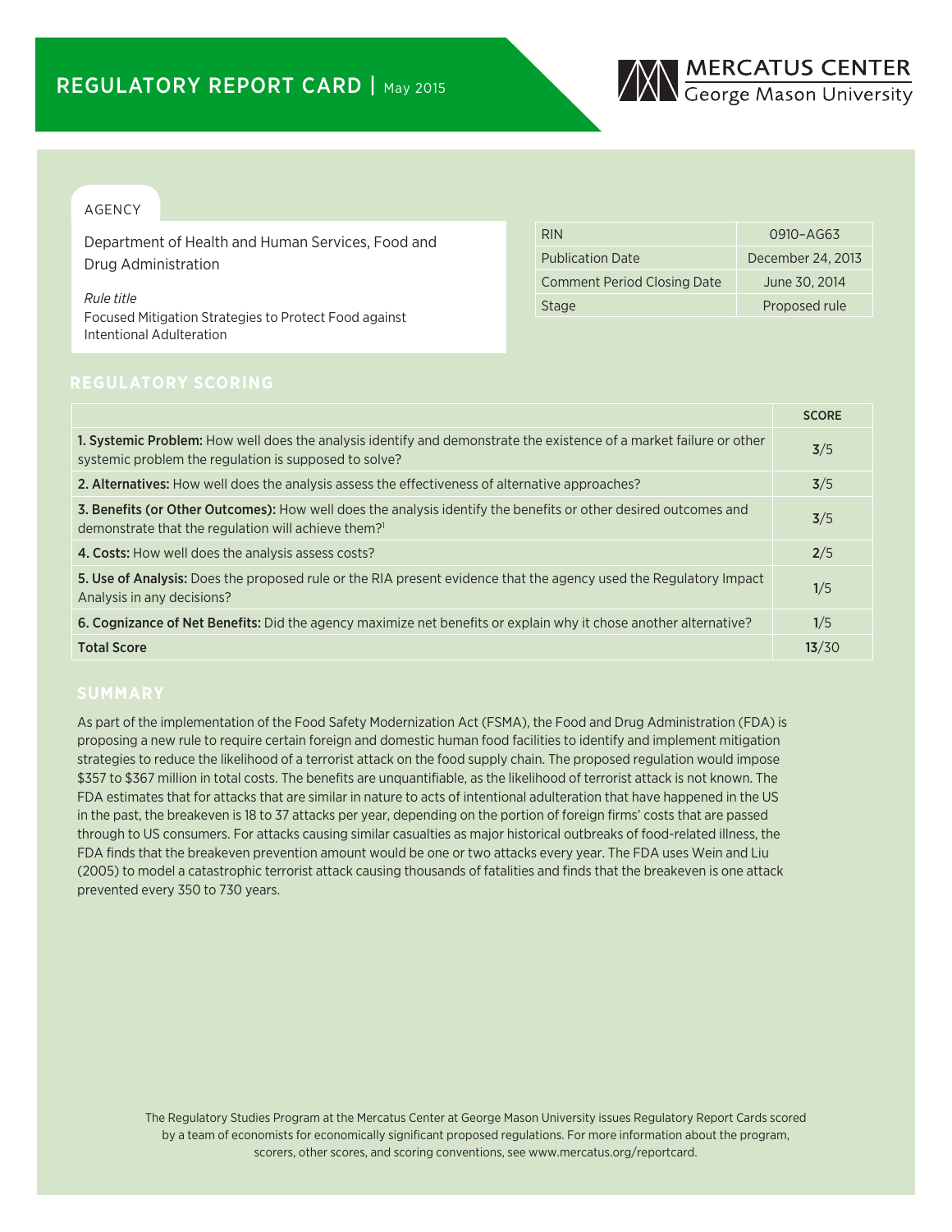# REGULATORY REPORT CARD | May 2015

MERCATUS CENTER
George Mason University

AGENCY

Department of Health and Human Services, Food and Drug Administration

*Rule title*
Focused Mitigation Strategies to Protect Food against Intentional Adulteration

| | |
|---|---|
| RIN | 0910–AG63 |
| Publication Date | December 24, 2013 |
| Comment Period Closing Date | June 30, 2014 |
| Stage | Proposed rule |

## REGULATORY SCORING

| | SCORE |
|---|---|
| **1. Systemic Problem:** How well does the analysis identify and demonstrate the existence of a market failure or other systemic problem the regulation is supposed to solve? | **3**/5 |
| **2. Alternatives:** How well does the analysis assess the effectiveness of alternative approaches? | **3**/5 |
| **3. Benefits (or Other Outcomes):** How well does the analysis identify the benefits or other desired outcomes and demonstrate that the regulation will achieve them?[1] | **3**/5 |
| **4. Costs:** How well does the analysis assess costs? | **2**/5 |
| **5. Use of Analysis:** Does the proposed rule or the RIA present evidence that the agency used the Regulatory Impact Analysis in any decisions? | **1**/5 |
| **6. Cognizance of Net Benefits:** Did the agency maximize net benefits or explain why it chose another alternative? | **1**/5 |
| **Total Score** | **13**/30 |

## SUMMARY

As part of the implementation of the Food Safety Modernization Act (FSMA), the Food and Drug Administration (FDA) is proposing a new rule to require certain foreign and domestic human food facilities to identify and implement mitigation strategies to reduce the likelihood of a terrorist attack on the food supply chain. The proposed regulation would impose $357 to $367 million in total costs. The benefits are unquantifiable, as the likelihood of terrorist attack is not known. The FDA estimates that for attacks that are similar in nature to acts of intentional adulteration that have happened in the US in the past, the breakeven is 18 to 37 attacks per year, depending on the portion of foreign firms' costs that are passed through to US consumers. For attacks causing similar casualties as major historical outbreaks of food-related illness, the FDA finds that the breakeven prevention amount would be one or two attacks every year. The FDA uses Wein and Liu (2005) to model a catastrophic terrorist attack causing thousands of fatalities and finds that the breakeven is one attack prevented every 350 to 730 years.

The Regulatory Studies Program at the Mercatus Center at George Mason University issues Regulatory Report Cards scored by a team of economists for economically significant proposed regulations. For more information about the program, scorers, other scores, and scoring conventions, see www.mercatus.org/reportcard.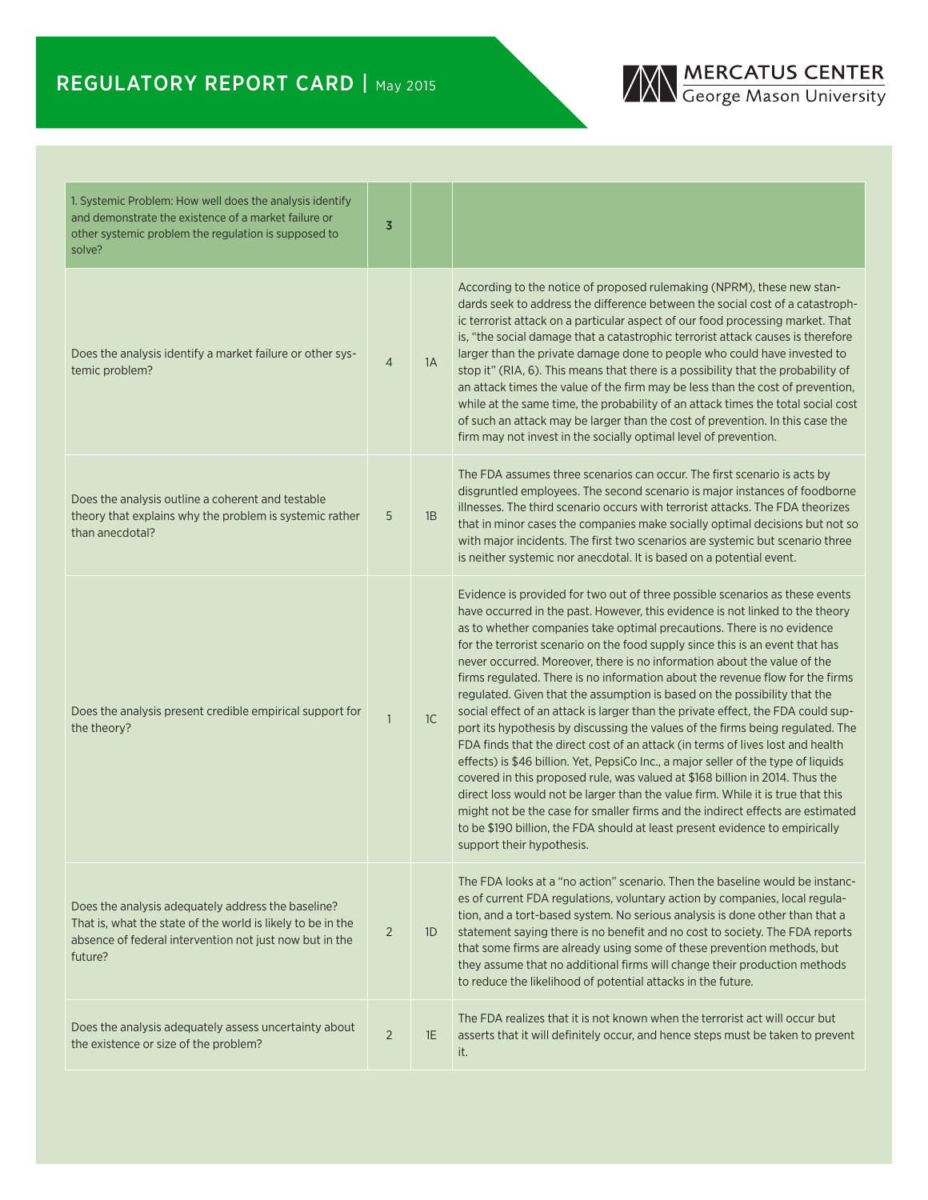| 1. Systemic Problem: How well does the analysis identify and demonstrate the existence of a market failure or other systemic problem the regulation is supposed to solve? | 3 | | |
|---|---|---|---|
| Does the analysis identify a market failure or other systemic problem? | 4 | 1A | According to the notice of proposed rulemaking (NPRM), these new standards seek to address the difference between the social cost of a catastrophic terrorist attack on a particular aspect of our food processing market. That is, "the social damage that a catastrophic terrorist attack causes is therefore larger than the private damage done to people who could have invested to stop it" (RIA, 6). This means that there is a possibility that the probability of an attack times the value of the firm may be less than the cost of prevention, while at the same time, the probability of an attack times the total social cost of such an attack may be larger than the cost of prevention. In this case the firm may not invest in the socially optimal level of prevention. |
| Does the analysis outline a coherent and testable theory that explains why the problem is systemic rather than anecdotal? | 5 | 1B | The FDA assumes three scenarios can occur. The first scenario is acts by disgruntled employees. The second scenario is major instances of foodborne illnesses. The third scenario occurs with terrorist attacks. The FDA theorizes that in minor cases the companies make socially optimal decisions but not so with major incidents. The first two scenarios are systemic but scenario three is neither systemic nor anecdotal. It is based on a potential event. |
| Does the analysis present credible empirical support for the theory? | 1 | 1C | Evidence is provided for two out of three possible scenarios as these events have occurred in the past. However, this evidence is not linked to the theory as to whether companies take optimal precautions. There is no evidence for the terrorist scenario on the food supply since this is an event that has never occurred. Moreover, there is no information about the value of the firms regulated. There is no information about the revenue flow for the firms regulated. Given that the assumption is based on the possibility that the social effect of an attack is larger than the private effect, the FDA could support its hypothesis by discussing the values of the firms being regulated. The FDA finds that the direct cost of an attack (in terms of lives lost and health effects) is $46 billion. Yet, PepsiCo Inc., a major seller of the type of liquids covered in this proposed rule, was valued at $168 billion in 2014. Thus the direct loss would not be larger than the value firm. While it is true that this might not be the case for smaller firms and the indirect effects are estimated to be $190 billion, the FDA should at least present evidence to empirically support their hypothesis. |
| Does the analysis adequately address the baseline? That is, what the state of the world is likely to be in the absence of federal intervention not just now but in the future? | 2 | 1D | The FDA looks at a "no action" scenario. Then the baseline would be instances of current FDA regulations, voluntary action by companies, local regulation, and a tort-based system. No serious analysis is done other than that a statement saying there is no benefit and no cost to society. The FDA reports that some firms are already using some of these prevention methods, but they assume that no additional firms will change their production methods to reduce the likelihood of potential attacks in the future. |
| Does the analysis adequately assess uncertainty about the existence or size of the problem? | 2 | 1E | The FDA realizes that it is not known when the terrorist act will occur but asserts that it will definitely occur, and hence steps must be taken to prevent it. |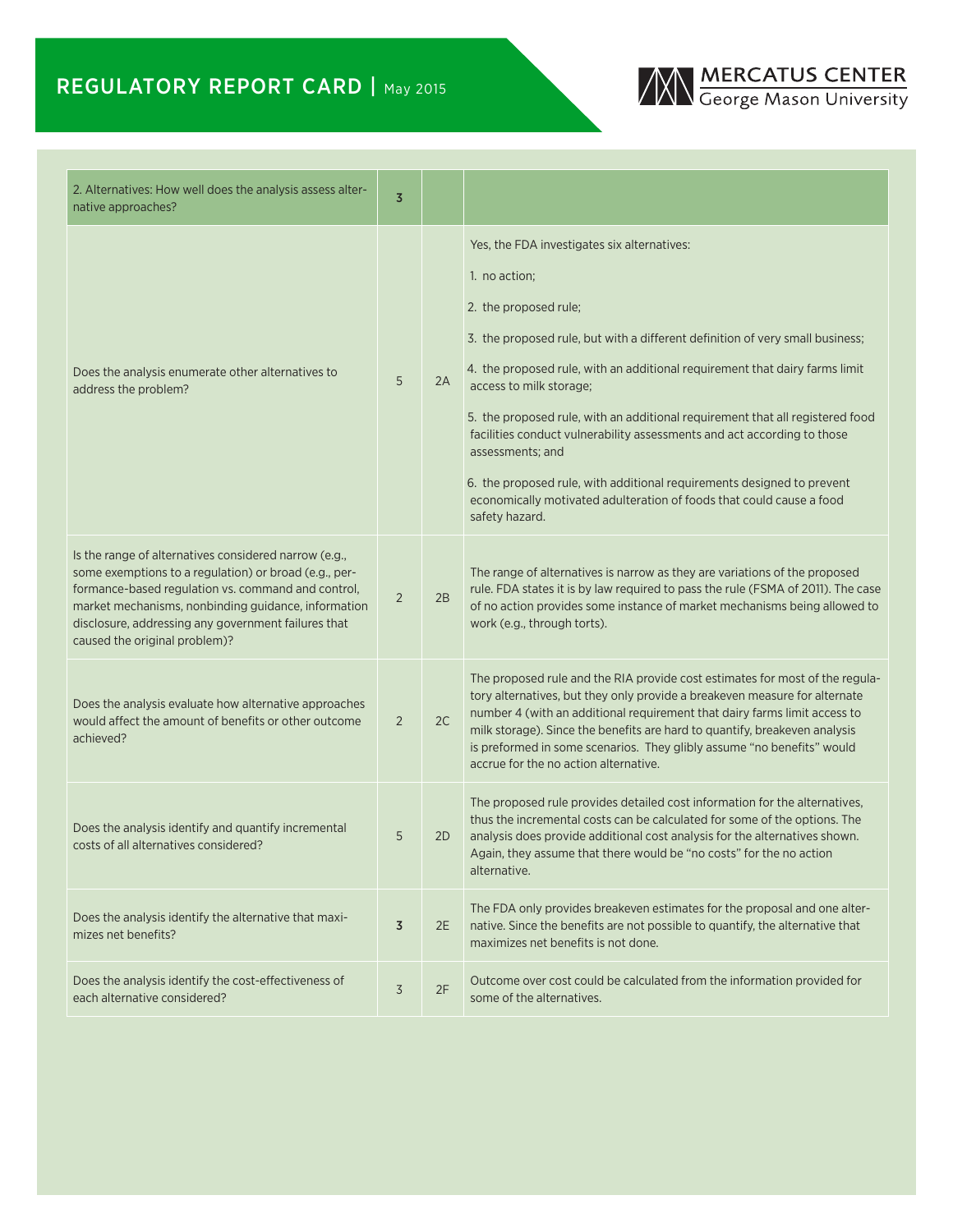| 2. Alternatives: How well does the analysis assess alternative approaches? | 3 | | |
|---|---|---|---|
| Does the analysis enumerate other alternatives to address the problem? | 5 | 2A | Yes, the FDA investigates six alternatives: 1. no action; 2. the proposed rule; 3. the proposed rule, but with a different definition of very small business; 4. the proposed rule, with an additional requirement that dairy farms limit access to milk storage; 5. the proposed rule, with an additional requirement that all registered food facilities conduct vulnerability assessments and act according to those assessments; and 6. the proposed rule, with additional requirements designed to prevent economically motivated adulteration of foods that could cause a food safety hazard. |
| Is the range of alternatives considered narrow (e.g., some exemptions to a regulation) or broad (e.g., performance-based regulation vs. command and control, market mechanisms, nonbinding guidance, information disclosure, addressing any government failures that caused the original problem)? | 2 | 2B | The range of alternatives is narrow as they are variations of the proposed rule. FDA states it is by law required to pass the rule (FSMA of 2011). The case of no action provides some instance of market mechanisms being allowed to work (e.g., through torts). |
| Does the analysis evaluate how alternative approaches would affect the amount of benefits or other outcome achieved? | 2 | 2C | The proposed rule and the RIA provide cost estimates for most of the regulatory alternatives, but they only provide a breakeven measure for alternate number 4 (with an additional requirement that dairy farms limit access to milk storage). Since the benefits are hard to quantify, breakeven analysis is preformed in some scenarios. They glibly assume "no benefits" would accrue for the no action alternative. |
| Does the analysis identify and quantify incremental costs of all alternatives considered? | 5 | 2D | The proposed rule provides detailed cost information for the alternatives, thus the incremental costs can be calculated for some of the options. The analysis does provide additional cost analysis for the alternatives shown. Again, they assume that there would be "no costs" for the no action alternative. |
| Does the analysis identify the alternative that maximizes net benefits? | 3 | 2E | The FDA only provides breakeven estimates for the proposal and one alternative. Since the benefits are not possible to quantify, the alternative that maximizes net benefits is not done. |
| Does the analysis identify the cost-effectiveness of each alternative considered? | 3 | 2F | Outcome over cost could be calculated from the information provided for some of the alternatives. |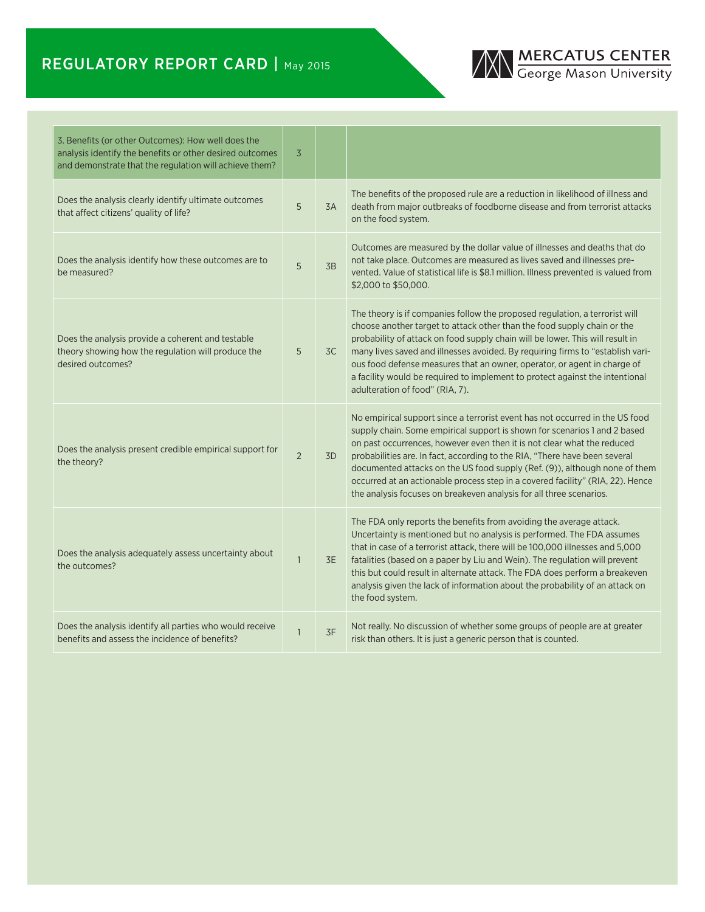| 3. Benefits (or other Outcomes): How well does the analysis identify the benefits or other desired outcomes and demonstrate that the regulation will achieve them? | 3 | | |
|---|---|---|---|
| Does the analysis clearly identify ultimate outcomes that affect citizens' quality of life? | 5 | 3A | The benefits of the proposed rule are a reduction in likelihood of illness and death from major outbreaks of foodborne disease and from terrorist attacks on the food system. |
| Does the analysis identify how these outcomes are to be measured? | 5 | 3B | Outcomes are measured by the dollar value of illnesses and deaths that do not take place. Outcomes are measured as lives saved and illnesses prevented. Value of statistical life is $8.1 million. Illness prevented is valued from $2,000 to $50,000. |
| Does the analysis provide a coherent and testable theory showing how the regulation will produce the desired outcomes? | 5 | 3C | The theory is if companies follow the proposed regulation, a terrorist will choose another target to attack other than the food supply chain or the probability of attack on food supply chain will be lower. This will result in many lives saved and illnesses avoided. By requiring firms to "establish various food defense measures that an owner, operator, or agent in charge of a facility would be required to implement to protect against the intentional adulteration of food" (RIA, 7). |
| Does the analysis present credible empirical support for the theory? | 2 | 3D | No empirical support since a terrorist event has not occurred in the US food supply chain. Some empirical support is shown for scenarios 1 and 2 based on past occurrences, however even then it is not clear what the reduced probabilities are. In fact, according to the RIA, "There have been several documented attacks on the US food supply (Ref. (9)), although none of them occurred at an actionable process step in a covered facility" (RIA, 22). Hence the analysis focuses on breakeven analysis for all three scenarios. |
| Does the analysis adequately assess uncertainty about the outcomes? | 1 | 3E | The FDA only reports the benefits from avoiding the average attack. Uncertainty is mentioned but no analysis is performed. The FDA assumes that in case of a terrorist attack, there will be 100,000 illnesses and 5,000 fatalities (based on a paper by Liu and Wein). The regulation will prevent this but could result in alternate attack. The FDA does perform a breakeven analysis given the lack of information about the probability of an attack on the food system. |
| Does the analysis identify all parties who would receive benefits and assess the incidence of benefits? | 1 | 3F | Not really. No discussion of whether some groups of people are at greater risk than others. It is just a generic person that is counted. |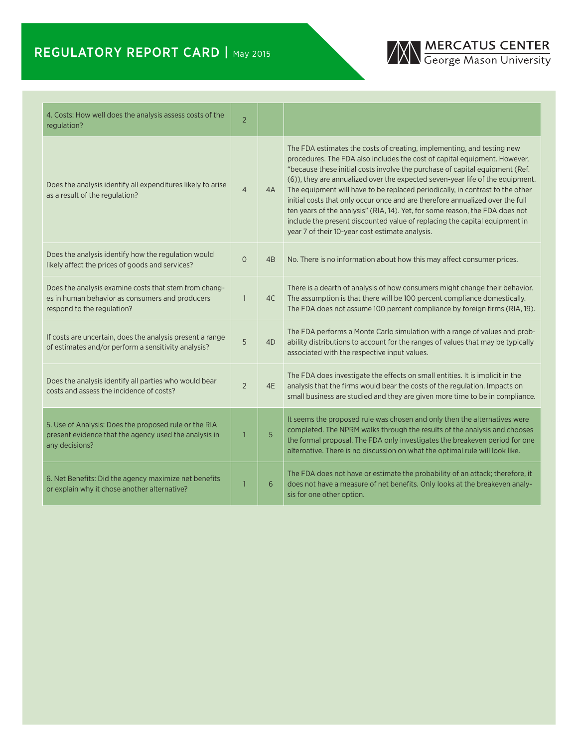| | | | |
|---|---|---|---|
| 4. Costs: How well does the analysis assess costs of the regulation? | 2 | | |
| Does the analysis identify all expenditures likely to arise as a result of the regulation? | 4 | 4A | The FDA estimates the costs of creating, implementing, and testing new procedures. The FDA also includes the cost of capital equipment. However, "because these initial costs involve the purchase of capital equipment (Ref. (6)), they are annualized over the expected seven-year life of the equipment. The equipment will have to be replaced periodically, in contrast to the other initial costs that only occur once and are therefore annualized over the full ten years of the analysis" (RIA, 14). Yet, for some reason, the FDA does not include the present discounted value of replacing the capital equipment in year 7 of their 10-year cost estimate analysis. |
| Does the analysis identify how the regulation would likely affect the prices of goods and services? | 0 | 4B | No. There is no information about how this may affect consumer prices. |
| Does the analysis examine costs that stem from changes in human behavior as consumers and producers respond to the regulation? | 1 | 4C | There is a dearth of analysis of how consumers might change their behavior. The assumption is that there will be 100 percent compliance domestically. The FDA does not assume 100 percent compliance by foreign firms (RIA, 19). |
| If costs are uncertain, does the analysis present a range of estimates and/or perform a sensitivity analysis? | 5 | 4D | The FDA performs a Monte Carlo simulation with a range of values and probability distributions to account for the ranges of values that may be typically associated with the respective input values. |
| Does the analysis identify all parties who would bear costs and assess the incidence of costs? | 2 | 4E | The FDA does investigate the effects on small entities. It is implicit in the analysis that the firms would bear the costs of the regulation. Impacts on small business are studied and they are given more time to be in compliance. |
| 5. Use of Analysis: Does the proposed rule or the RIA present evidence that the agency used the analysis in any decisions? | 1 | 5 | It seems the proposed rule was chosen and only then the alternatives were completed. The NPRM walks through the results of the analysis and chooses the formal proposal. The FDA only investigates the breakeven period for one alternative. There is no discussion on what the optimal rule will look like. |
| 6. Net Benefits: Did the agency maximize net benefits or explain why it chose another alternative? | 1 | 6 | The FDA does not have or estimate the probability of an attack; therefore, it does not have a measure of net benefits. Only looks at the breakeven analysis for one other option. |